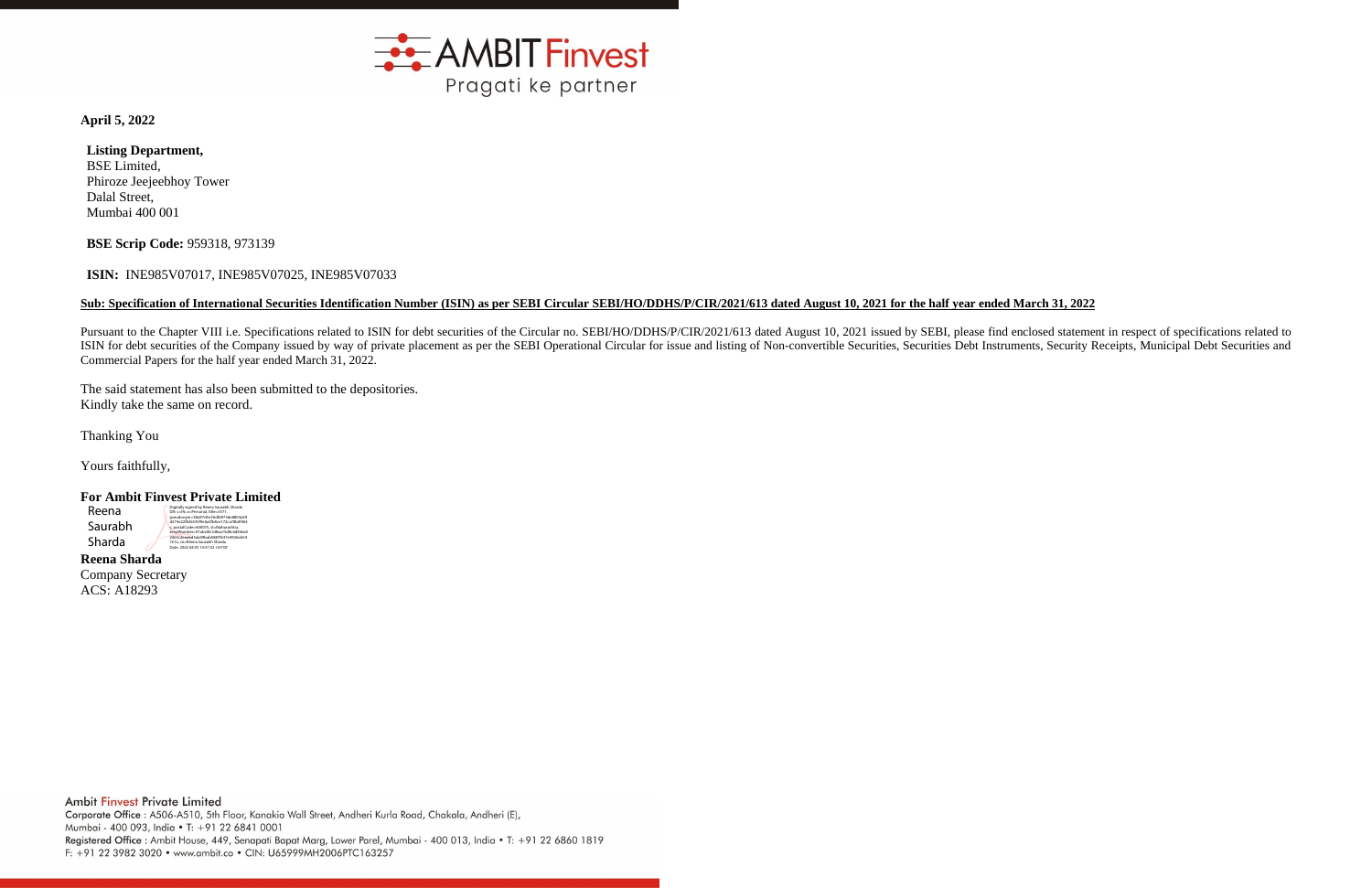**April 5, 2022**

**Listing Department,**
BSE Limited,
Phiroze Jeejeebhoy Tower
Dalal Street,
Mumbai 400 001

**BSE Scrip Code:** 959318, 973139

**ISIN:** INE985V07017, INE985V07025, INE985V07033

**Sub: Specification of International Securities Identification Number (ISIN) as per SEBI Circular SEBI/HO/DDHS/P/CIR/2021/613 dated August 10, 2021 for the half year ended March 31, 2022**

Pursuant to the Chapter VIII i.e. Specifications related to ISIN for debt securities of the Circular no. SEBI/HO/DDHS/P/CIR/2021/613 dated August 10, 2021 issued by SEBI, please find enclosed statement in respect of specifications related to ISIN for debt securities of the Company issued by way of private placement as per the SEBI Operational Circular for issue and listing of Non-convertible Securities, Securities Debt Instruments, Security Receipts, Municipal Debt Securities and Commercial Papers for the half year ended March 31, 2022.

The said statement has also been submitted to the depositories.
Kindly take the same on record.

Thanking You

Yours faithfully,

**For Ambit Finvest Private Limited**

Reena Saurabh Sharda

**Reena Sharda**
Company Secretary
ACS: A18293

Ambit Finvest Private Limited
Corporate Office : A506-A510, 5th Floor, Kanakia Wall Street, Andheri Kurla Road, Chakala, Andheri (E), Mumbai - 400 093, India • T: +91 22 6841 0001
Registered Office : Ambit House, 449, Senapati Bapat Marg, Lower Parel, Mumbai - 400 013, India • T: +91 22 6860 1819
F: +91 22 3982 3020 • www.ambit.co • CIN: U65999MH2006PTC163257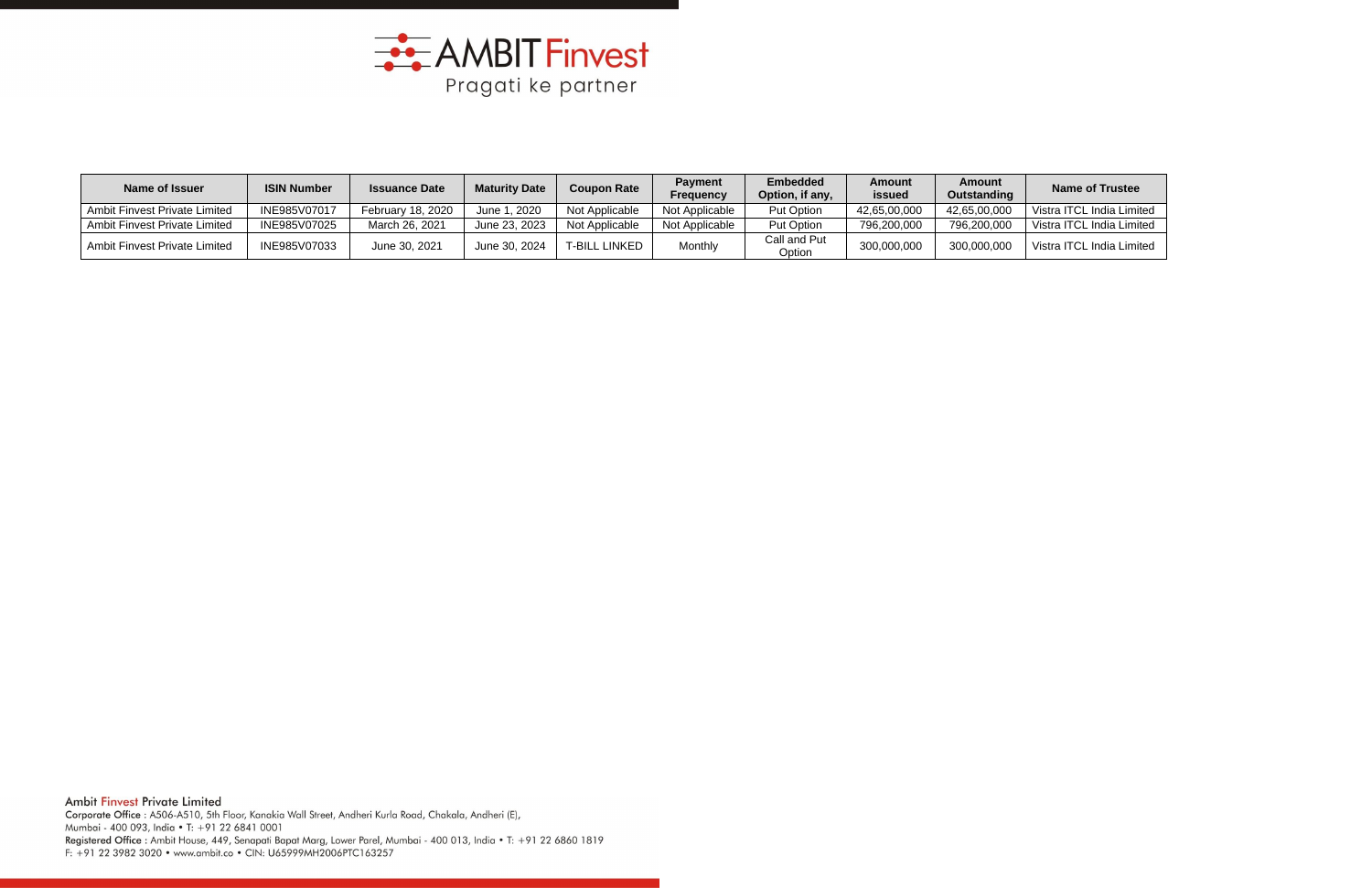| Name of Issuer | ISIN Number | Issuance Date | Maturity Date | Coupon Rate | Payment Frequency | Embedded Option, if any, | Amount issued | Amount Outstanding | Name of Trustee |
|---|---|---|---|---|---|---|---|---|---|
| Ambit Finvest Private Limited | INE985V07017 | February 18, 2020 | June 1, 2020 | Not Applicable | Not Applicable | Put Option | 42,65,00,000 | 42,65,00,000 | Vistra ITCL India Limited |
| Ambit Finvest Private Limited | INE985V07025 | March 26, 2021 | June 23, 2023 | Not Applicable | Not Applicable | Put Option | 796,200,000 | 796,200,000 | Vistra ITCL India Limited |
| Ambit Finvest Private Limited | INE985V07033 | June 30, 2021 | June 30, 2024 | T-BILL LINKED | Monthly | Call and Put Option | 300,000,000 | 300,000,000 | Vistra ITCL India Limited |